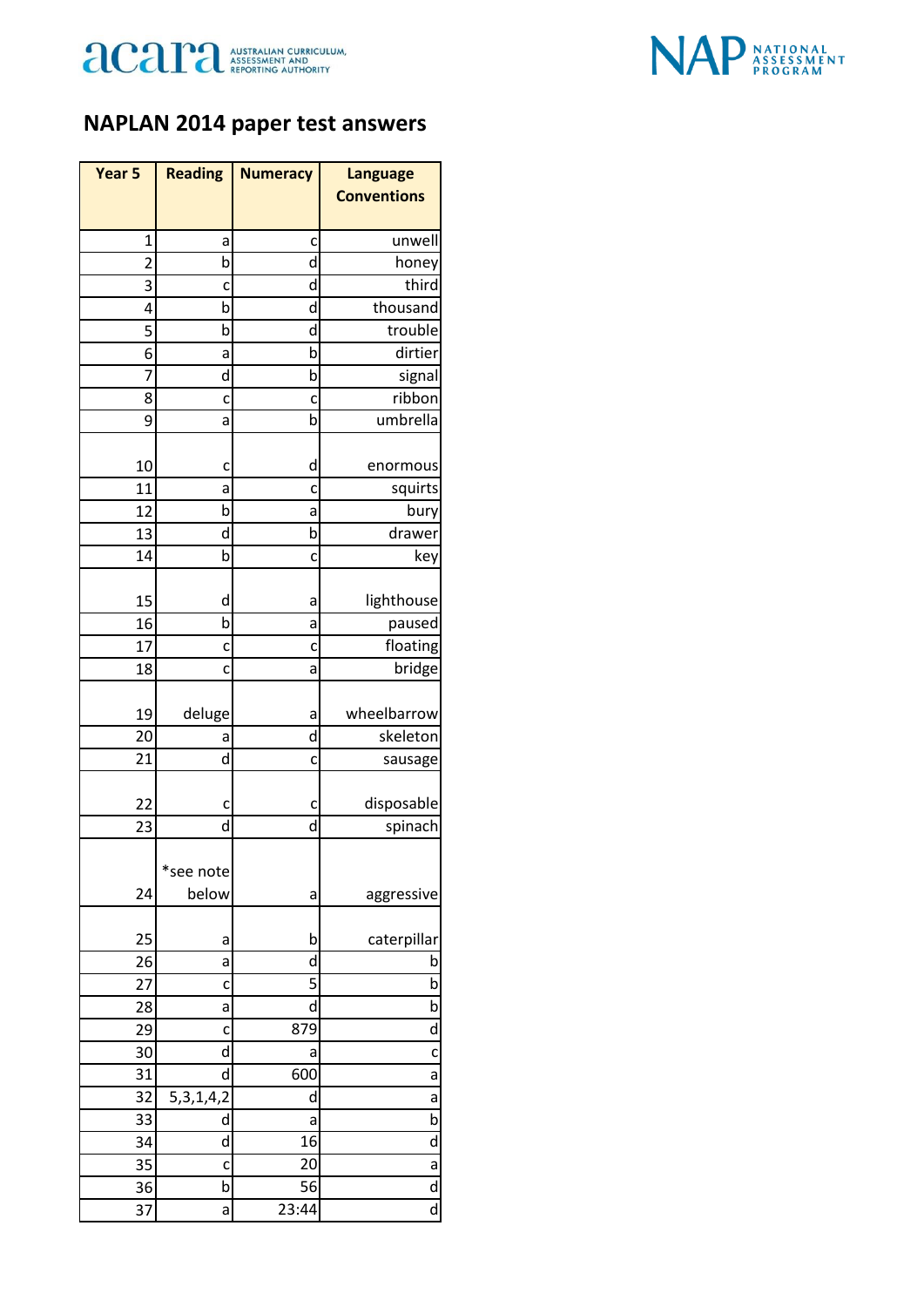acara AUSTRALIAN CURRICULUM, ASSESSMENT AND REPORTING AUTHORITY

NAP NATIONAL ASSESSMENT PROGRAM

# NAPLAN 2014 paper test answers

| Year 5 | Reading | Numeracy | Language Conventions |
|---|---|---|---|
| 1 | a | c | unwell |
| 2 | b | d | honey |
| 3 | c | d | third |
| 4 | b | d | thousand |
| 5 | b | d | trouble |
| 6 | a | b | dirtier |
| 7 | d | b | signal |
| 8 | c | c | ribbon |
| 9 | a | b | umbrella |
| 10 | c | d | enormous |
| 11 | a | c | squirts |
| 12 | b | a | bury |
| 13 | d | b | drawer |
| 14 | b | c | key |
| 15 | d | a | lighthouse |
| 16 | b | a | paused |
| 17 | c | c | floating |
| 18 | c | a | bridge |
| 19 | deluge | a | wheelbarrow |
| 20 | a | d | skeleton |
| 21 | d | c | sausage |
| 22 | c | c | disposable |
| 23 | d | d | spinach |
| 24 | *see note below | a | aggressive |
| 25 | a | b | caterpillar |
| 26 | a | d | b |
| 27 | c | 5 | b |
| 28 | a | d | b |
| 29 | c | 879 | d |
| 30 | d | a | c |
| 31 | d | 600 | a |
| 32 | 5,3,1,4,2 | d | a |
| 33 | d | a | b |
| 34 | d | 16 | d |
| 35 | c | 20 | a |
| 36 | b | 56 | d |
| 37 | a | 23:44 | d |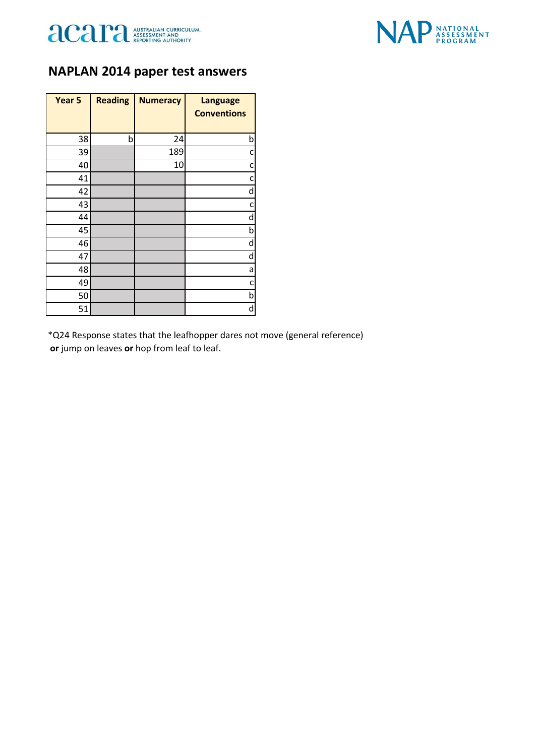## NAPLAN 2014 paper test answers

| Year 5 | Reading | Numeracy | Language Conventions |
|---|---|---|---|
| 38 | b | 24 | b |
| 39 | | 189 | c |
| 40 | | 10 | c |
| 41 | | | c |
| 42 | | | d |
| 43 | | | c |
| 44 | | | d |
| 45 | | | b |
| 46 | | | d |
| 47 | | | d |
| 48 | | | a |
| 49 | | | c |
| 50 | | | b |
| 51 | | | d |

*Q24 Response states that the leafhopper dares not move (general reference) **or** jump on leaves **or** hop from leaf to leaf.